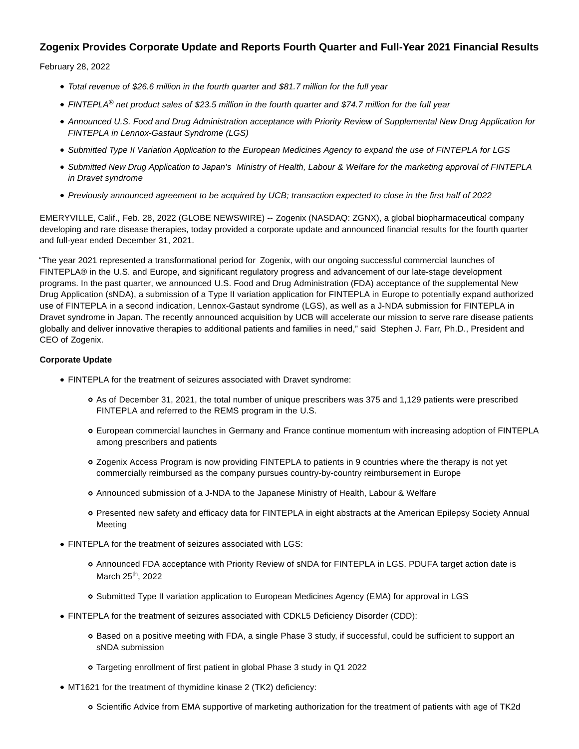# Zogenix Provides Corporate Update and Reports Fourth Quarter and Full-Year 2021 Financial Results

February 28, 2022

- *Total revenue of $26.6 million in the fourth quarter and $81.7 million for the full year*
- *FINTEPLA® net product sales of $23.5 million in the fourth quarter and $74.7 million for the full year*
- *Announced U.S. Food and Drug Administration acceptance with Priority Review of Supplemental New Drug Application for FINTEPLA in Lennox-Gastaut Syndrome (LGS)*
- *Submitted Type II Variation Application to the European Medicines Agency to expand the use of FINTEPLA for LGS*
- *Submitted New Drug Application to Japan's Ministry of Health, Labour & Welfare for the marketing approval of FINTEPLA in Dravet syndrome*
- *Previously announced agreement to be acquired by UCB; transaction expected to close in the first half of 2022*

EMERYVILLE, Calif., Feb. 28, 2022 (GLOBE NEWSWIRE) -- Zogenix (NASDAQ: ZGNX), a global biopharmaceutical company developing and rare disease therapies, today provided a corporate update and announced financial results for the fourth quarter and full-year ended December 31, 2021.

"The year 2021 represented a transformational period for Zogenix, with our ongoing successful commercial launches of FINTEPLA® in the U.S. and Europe, and significant regulatory progress and advancement of our late-stage development programs. In the past quarter, we announced U.S. Food and Drug Administration (FDA) acceptance of the supplemental New Drug Application (sNDA), a submission of a Type II variation application for FINTEPLA in Europe to potentially expand authorized use of FINTEPLA in a second indication, Lennox-Gastaut syndrome (LGS), as well as a J-NDA submission for FINTEPLA in Dravet syndrome in Japan. The recently announced acquisition by UCB will accelerate our mission to serve rare disease patients globally and deliver innovative therapies to additional patients and families in need," said Stephen J. Farr, Ph.D., President and CEO of Zogenix.

**Corporate Update**

- FINTEPLA for the treatment of seizures associated with Dravet syndrome:
  - As of December 31, 2021, the total number of unique prescribers was 375 and 1,129 patients were prescribed FINTEPLA and referred to the REMS program in the U.S.
  - European commercial launches in Germany and France continue momentum with increasing adoption of FINTEPLA among prescribers and patients
  - Zogenix Access Program is now providing FINTEPLA to patients in 9 countries where the therapy is not yet commercially reimbursed as the company pursues country-by-country reimbursement in Europe
  - Announced submission of a J-NDA to the Japanese Ministry of Health, Labour & Welfare
  - Presented new safety and efficacy data for FINTEPLA in eight abstracts at the American Epilepsy Society Annual Meeting
- FINTEPLA for the treatment of seizures associated with LGS:
  - Announced FDA acceptance with Priority Review of sNDA for FINTEPLA in LGS. PDUFA target action date is March 25th, 2022
  - Submitted Type II variation application to European Medicines Agency (EMA) for approval in LGS
- FINTEPLA for the treatment of seizures associated with CDKL5 Deficiency Disorder (CDD):
  - Based on a positive meeting with FDA, a single Phase 3 study, if successful, could be sufficient to support an sNDA submission
  - Targeting enrollment of first patient in global Phase 3 study in Q1 2022
- MT1621 for the treatment of thymidine kinase 2 (TK2) deficiency:
  - Scientific Advice from EMA supportive of marketing authorization for the treatment of patients with age of TK2d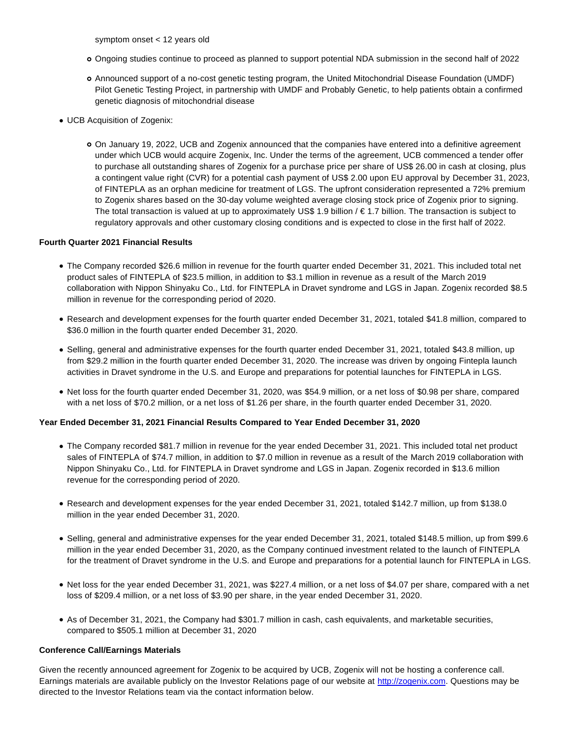symptom onset < 12 years old

- Ongoing studies continue to proceed as planned to support potential NDA submission in the second half of 2022
- Announced support of a no-cost genetic testing program, the United Mitochondrial Disease Foundation (UMDF) Pilot Genetic Testing Project, in partnership with UMDF and Probably Genetic, to help patients obtain a confirmed genetic diagnosis of mitochondrial disease

- UCB Acquisition of Zogenix:
  - On January 19, 2022, UCB and Zogenix announced that the companies have entered into a definitive agreement under which UCB would acquire Zogenix, Inc. Under the terms of the agreement, UCB commenced a tender offer to purchase all outstanding shares of Zogenix for a purchase price per share of US$ 26.00 in cash at closing, plus a contingent value right (CVR) for a potential cash payment of US$ 2.00 upon EU approval by December 31, 2023, of FINTEPLA as an orphan medicine for treatment of LGS. The upfront consideration represented a 72% premium to Zogenix shares based on the 30-day volume weighted average closing stock price of Zogenix prior to signing. The total transaction is valued at up to approximately US$ 1.9 billion / € 1.7 billion. The transaction is subject to regulatory approvals and other customary closing conditions and is expected to close in the first half of 2022.

**Fourth Quarter 2021 Financial Results**

- The Company recorded $26.6 million in revenue for the fourth quarter ended December 31, 2021. This included total net product sales of FINTEPLA of $23.5 million, in addition to $3.1 million in revenue as a result of the March 2019 collaboration with Nippon Shinyaku Co., Ltd. for FINTEPLA in Dravet syndrome and LGS in Japan. Zogenix recorded $8.5 million in revenue for the corresponding period of 2020.
- Research and development expenses for the fourth quarter ended December 31, 2021, totaled $41.8 million, compared to $36.0 million in the fourth quarter ended December 31, 2020.
- Selling, general and administrative expenses for the fourth quarter ended December 31, 2021, totaled $43.8 million, up from $29.2 million in the fourth quarter ended December 31, 2020. The increase was driven by ongoing Fintepla launch activities in Dravet syndrome in the U.S. and Europe and preparations for potential launches for FINTEPLA in LGS.
- Net loss for the fourth quarter ended December 31, 2020, was $54.9 million, or a net loss of $0.98 per share, compared with a net loss of $70.2 million, or a net loss of $1.26 per share, in the fourth quarter ended December 31, 2020.

**Year Ended December 31, 2021 Financial Results Compared to Year Ended December 31, 2020**

- The Company recorded $81.7 million in revenue for the year ended December 31, 2021. This included total net product sales of FINTEPLA of $74.7 million, in addition to $7.0 million in revenue as a result of the March 2019 collaboration with Nippon Shinyaku Co., Ltd. for FINTEPLA in Dravet syndrome and LGS in Japan. Zogenix recorded in $13.6 million revenue for the corresponding period of 2020.
- Research and development expenses for the year ended December 31, 2021, totaled $142.7 million, up from $138.0 million in the year ended December 31, 2020.
- Selling, general and administrative expenses for the year ended December 31, 2021, totaled $148.5 million, up from $99.6 million in the year ended December 31, 2020, as the Company continued investment related to the launch of FINTEPLA for the treatment of Dravet syndrome in the U.S. and Europe and preparations for a potential launch for FINTEPLA in LGS.
- Net loss for the year ended December 31, 2021, was $227.4 million, or a net loss of $4.07 per share, compared with a net loss of $209.4 million, or a net loss of $3.90 per share, in the year ended December 31, 2020.
- As of December 31, 2021, the Company had $301.7 million in cash, cash equivalents, and marketable securities, compared to $505.1 million at December 31, 2020

**Conference Call/Earnings Materials**

Given the recently announced agreement for Zogenix to be acquired by UCB, Zogenix will not be hosting a conference call. Earnings materials are available publicly on the Investor Relations page of our website at [http://zogenix.com](http://zogenix.com). Questions may be directed to the Investor Relations team via the contact information below.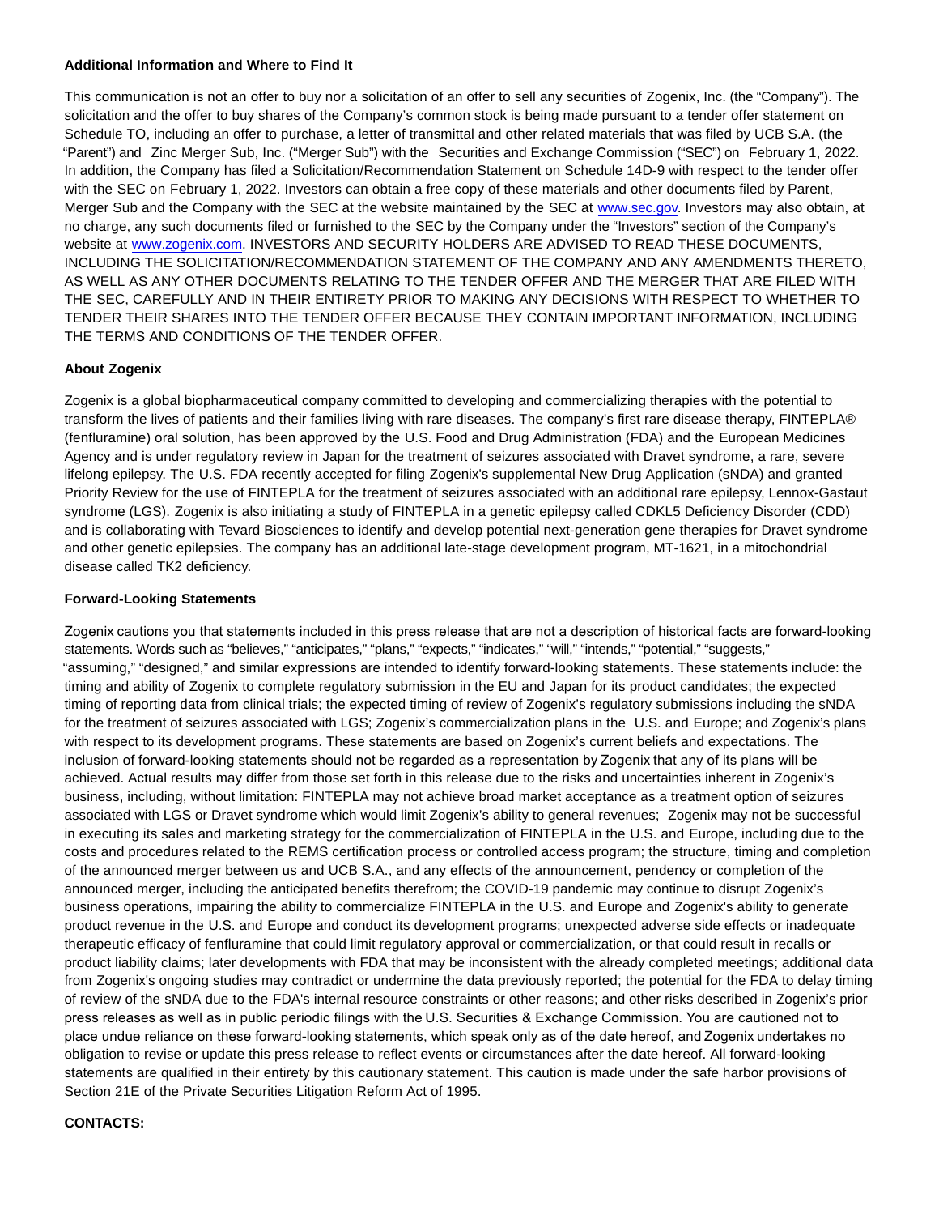**Additional Information and Where to Find It**

This communication is not an offer to buy nor a solicitation of an offer to sell any securities of Zogenix, Inc. (the "Company"). The solicitation and the offer to buy shares of the Company's common stock is being made pursuant to a tender offer statement on Schedule TO, including an offer to purchase, a letter of transmittal and other related materials that was filed by UCB S.A. (the "Parent") and Zinc Merger Sub, Inc. ("Merger Sub") with the Securities and Exchange Commission ("SEC") on February 1, 2022. In addition, the Company has filed a Solicitation/Recommendation Statement on Schedule 14D-9 with respect to the tender offer with the SEC on February 1, 2022. Investors can obtain a free copy of these materials and other documents filed by Parent, Merger Sub and the Company with the SEC at the website maintained by the SEC at www.sec.gov. Investors may also obtain, at no charge, any such documents filed or furnished to the SEC by the Company under the "Investors" section of the Company's website at www.zogenix.com. INVESTORS AND SECURITY HOLDERS ARE ADVISED TO READ THESE DOCUMENTS, INCLUDING THE SOLICITATION/RECOMMENDATION STATEMENT OF THE COMPANY AND ANY AMENDMENTS THERETO, AS WELL AS ANY OTHER DOCUMENTS RELATING TO THE TENDER OFFER AND THE MERGER THAT ARE FILED WITH THE SEC, CAREFULLY AND IN THEIR ENTIRETY PRIOR TO MAKING ANY DECISIONS WITH RESPECT TO WHETHER TO TENDER THEIR SHARES INTO THE TENDER OFFER BECAUSE THEY CONTAIN IMPORTANT INFORMATION, INCLUDING THE TERMS AND CONDITIONS OF THE TENDER OFFER.

**About Zogenix**

Zogenix is a global biopharmaceutical company committed to developing and commercializing therapies with the potential to transform the lives of patients and their families living with rare diseases. The company's first rare disease therapy, FINTEPLA® (fenfluramine) oral solution, has been approved by the U.S. Food and Drug Administration (FDA) and the European Medicines Agency and is under regulatory review in Japan for the treatment of seizures associated with Dravet syndrome, a rare, severe lifelong epilepsy. The U.S. FDA recently accepted for filing Zogenix's supplemental New Drug Application (sNDA) and granted Priority Review for the use of FINTEPLA for the treatment of seizures associated with an additional rare epilepsy, Lennox-Gastaut syndrome (LGS). Zogenix is also initiating a study of FINTEPLA in a genetic epilepsy called CDKL5 Deficiency Disorder (CDD) and is collaborating with Tevard Biosciences to identify and develop potential next-generation gene therapies for Dravet syndrome and other genetic epilepsies. The company has an additional late-stage development program, MT-1621, in a mitochondrial disease called TK2 deficiency.

**Forward-Looking Statements**

Zogenix cautions you that statements included in this press release that are not a description of historical facts are forward-looking statements. Words such as "believes," "anticipates," "plans," "expects," "indicates," "will," "intends," "potential," "suggests," "assuming," "designed," and similar expressions are intended to identify forward-looking statements. These statements include: the timing and ability of Zogenix to complete regulatory submission in the EU and Japan for its product candidates; the expected timing of reporting data from clinical trials; the expected timing of review of Zogenix's regulatory submissions including the sNDA for the treatment of seizures associated with LGS; Zogenix's commercialization plans in the U.S. and Europe; and Zogenix's plans with respect to its development programs. These statements are based on Zogenix's current beliefs and expectations. The inclusion of forward-looking statements should not be regarded as a representation by Zogenix that any of its plans will be achieved. Actual results may differ from those set forth in this release due to the risks and uncertainties inherent in Zogenix's business, including, without limitation: FINTEPLA may not achieve broad market acceptance as a treatment option of seizures associated with LGS or Dravet syndrome which would limit Zogenix's ability to general revenues; Zogenix may not be successful in executing its sales and marketing strategy for the commercialization of FINTEPLA in the U.S. and Europe, including due to the costs and procedures related to the REMS certification process or controlled access program; the structure, timing and completion of the announced merger between us and UCB S.A., and any effects of the announcement, pendency or completion of the announced merger, including the anticipated benefits therefrom; the COVID-19 pandemic may continue to disrupt Zogenix's business operations, impairing the ability to commercialize FINTEPLA in the U.S. and Europe and Zogenix's ability to generate product revenue in the U.S. and Europe and conduct its development programs; unexpected adverse side effects or inadequate therapeutic efficacy of fenfluramine that could limit regulatory approval or commercialization, or that could result in recalls or product liability claims; later developments with FDA that may be inconsistent with the already completed meetings; additional data from Zogenix's ongoing studies may contradict or undermine the data previously reported; the potential for the FDA to delay timing of review of the sNDA due to the FDA's internal resource constraints or other reasons; and other risks described in Zogenix's prior press releases as well as in public periodic filings with the U.S. Securities & Exchange Commission. You are cautioned not to place undue reliance on these forward-looking statements, which speak only as of the date hereof, and Zogenix undertakes no obligation to revise or update this press release to reflect events or circumstances after the date hereof. All forward-looking statements are qualified in their entirety by this cautionary statement. This caution is made under the safe harbor provisions of Section 21E of the Private Securities Litigation Reform Act of 1995.

**CONTACTS:**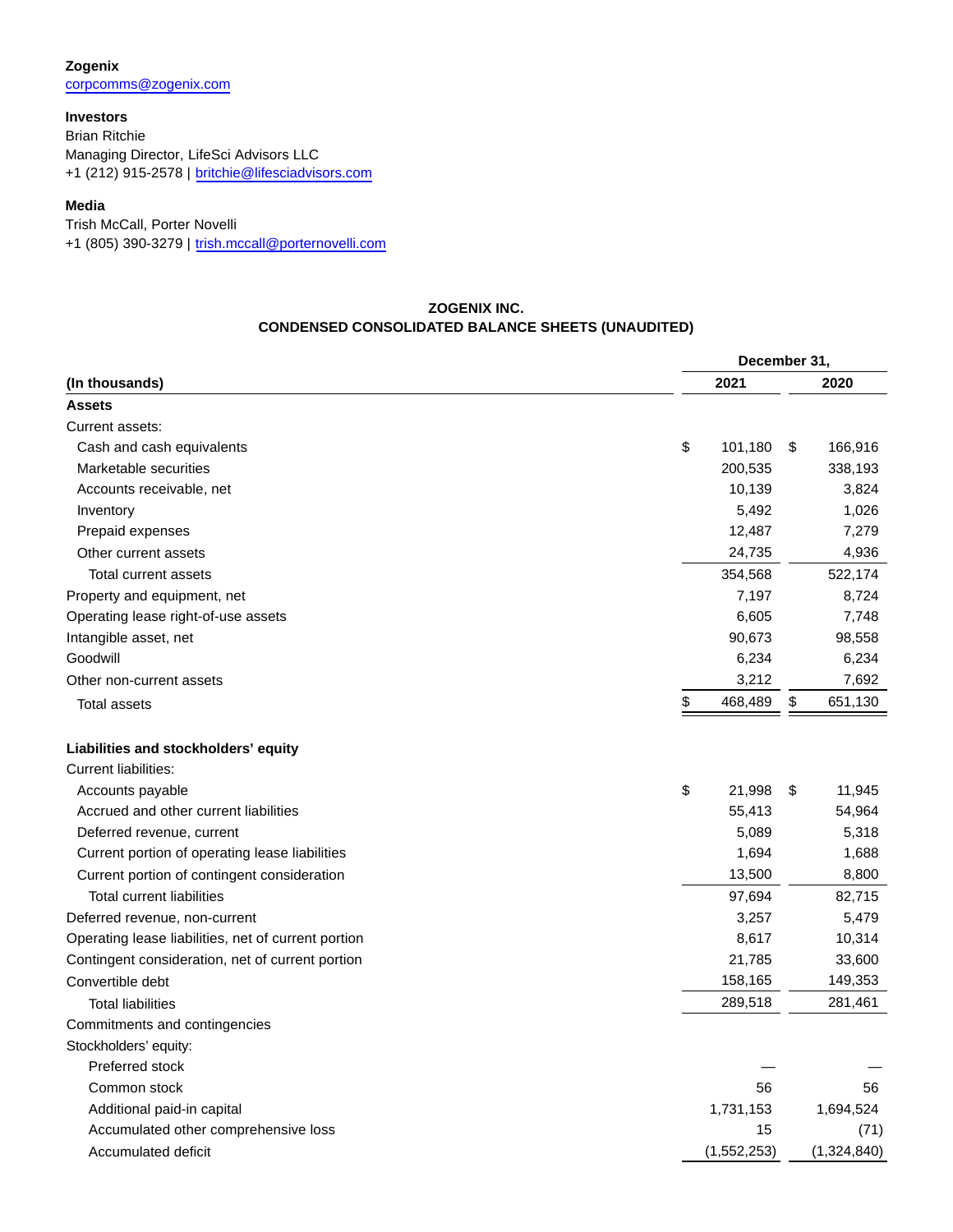**Zogenix**
corpcomms@zogenix.com

**Investors**
Brian Ritchie
Managing Director, LifeSci Advisors LLC
+1 (212) 915-2578 | britchie@lifesciadvisors.com

**Media**
Trish McCall, Porter Novelli
+1 (805) 390-3279 | trish.mccall@porternovelli.com

**ZOGENIX INC.**
**CONDENSED CONSOLIDATED BALANCE SHEETS (UNAUDITED)**

| (In thousands) | December 31, 2021 | December 31, 2020 |
|---|---|---|
| **Assets** | | |
| Current assets: | | |
| Cash and cash equivalents | $ 101,180 | $ 166,916 |
| Marketable securities | 200,535 | 338,193 |
| Accounts receivable, net | 10,139 | 3,824 |
| Inventory | 5,492 | 1,026 |
| Prepaid expenses | 12,487 | 7,279 |
| Other current assets | 24,735 | 4,936 |
| Total current assets | 354,568 | 522,174 |
| Property and equipment, net | 7,197 | 8,724 |
| Operating lease right-of-use assets | 6,605 | 7,748 |
| Intangible asset, net | 90,673 | 98,558 |
| Goodwill | 6,234 | 6,234 |
| Other non-current assets | 3,212 | 7,692 |
| Total assets | $ 468,489 | $ 651,130 |
| **Liabilities and stockholders' equity** | | |
| Current liabilities: | | |
| Accounts payable | $ 21,998 | $ 11,945 |
| Accrued and other current liabilities | 55,413 | 54,964 |
| Deferred revenue, current | 5,089 | 5,318 |
| Current portion of operating lease liabilities | 1,694 | 1,688 |
| Current portion of contingent consideration | 13,500 | 8,800 |
| Total current liabilities | 97,694 | 82,715 |
| Deferred revenue, non-current | 3,257 | 5,479 |
| Operating lease liabilities, net of current portion | 8,617 | 10,314 |
| Contingent consideration, net of current portion | 21,785 | 33,600 |
| Convertible debt | 158,165 | 149,353 |
| Total liabilities | 289,518 | 281,461 |
| Commitments and contingencies | | |
| Stockholders' equity: | | |
| Preferred stock | — | — |
| Common stock | 56 | 56 |
| Additional paid-in capital | 1,731,153 | 1,694,524 |
| Accumulated other comprehensive loss | 15 | (71) |
| Accumulated deficit | (1,552,253) | (1,324,840) |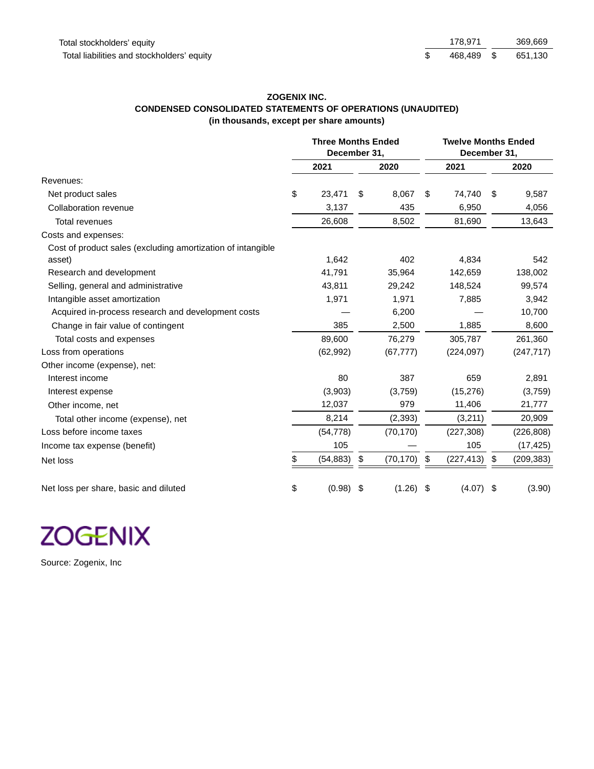| | | |
|---|---|---|
| Total stockholders' equity | 178,971 | 369,669 |
| Total liabilities and stockholders' equity | $ 468,489 | $ 651,130 |

**ZOGENIX INC.**
**CONDENSED CONSOLIDATED STATEMENTS OF OPERATIONS (UNAUDITED)**
**(in thousands, except per share amounts)**

| | Three Months Ended December 31, | | Twelve Months Ended December 31, | |
|---|---|---|---|---|
| | 2021 | 2020 | 2021 | 2020 |
| Revenues: | | | | |
| Net product sales | $ 23,471 | $ 8,067 | $ 74,740 | $ 9,587 |
| Collaboration revenue | 3,137 | 435 | 6,950 | 4,056 |
| Total revenues | 26,608 | 8,502 | 81,690 | 13,643 |
| Costs and expenses: | | | | |
| Cost of product sales (excluding amortization of intangible asset) | 1,642 | 402 | 4,834 | 542 |
| Research and development | 41,791 | 35,964 | 142,659 | 138,002 |
| Selling, general and administrative | 43,811 | 29,242 | 148,524 | 99,574 |
| Intangible asset amortization | 1,971 | 1,971 | 7,885 | 3,942 |
| Acquired in-process research and development costs | — | 6,200 | — | 10,700 |
| Change in fair value of contingent | 385 | 2,500 | 1,885 | 8,600 |
| Total costs and expenses | 89,600 | 76,279 | 305,787 | 261,360 |
| Loss from operations | (62,992) | (67,777) | (224,097) | (247,717) |
| Other income (expense), net: | | | | |
| Interest income | 80 | 387 | 659 | 2,891 |
| Interest expense | (3,903) | (3,759) | (15,276) | (3,759) |
| Other income, net | 12,037 | 979 | 11,406 | 21,777 |
| Total other income (expense), net | 8,214 | (2,393) | (3,211) | 20,909 |
| Loss before income taxes | (54,778) | (70,170) | (227,308) | (226,808) |
| Income tax expense (benefit) | 105 | — | 105 | (17,425) |
| Net loss | $ (54,883) | $ (70,170) | $ (227,413) | $ (209,383) |
| Net loss per share, basic and diluted | $ (0.98) | $ (1.26) | $ (4.07) | $ (3.90) |

ZOGENIX

Source: Zogenix, Inc